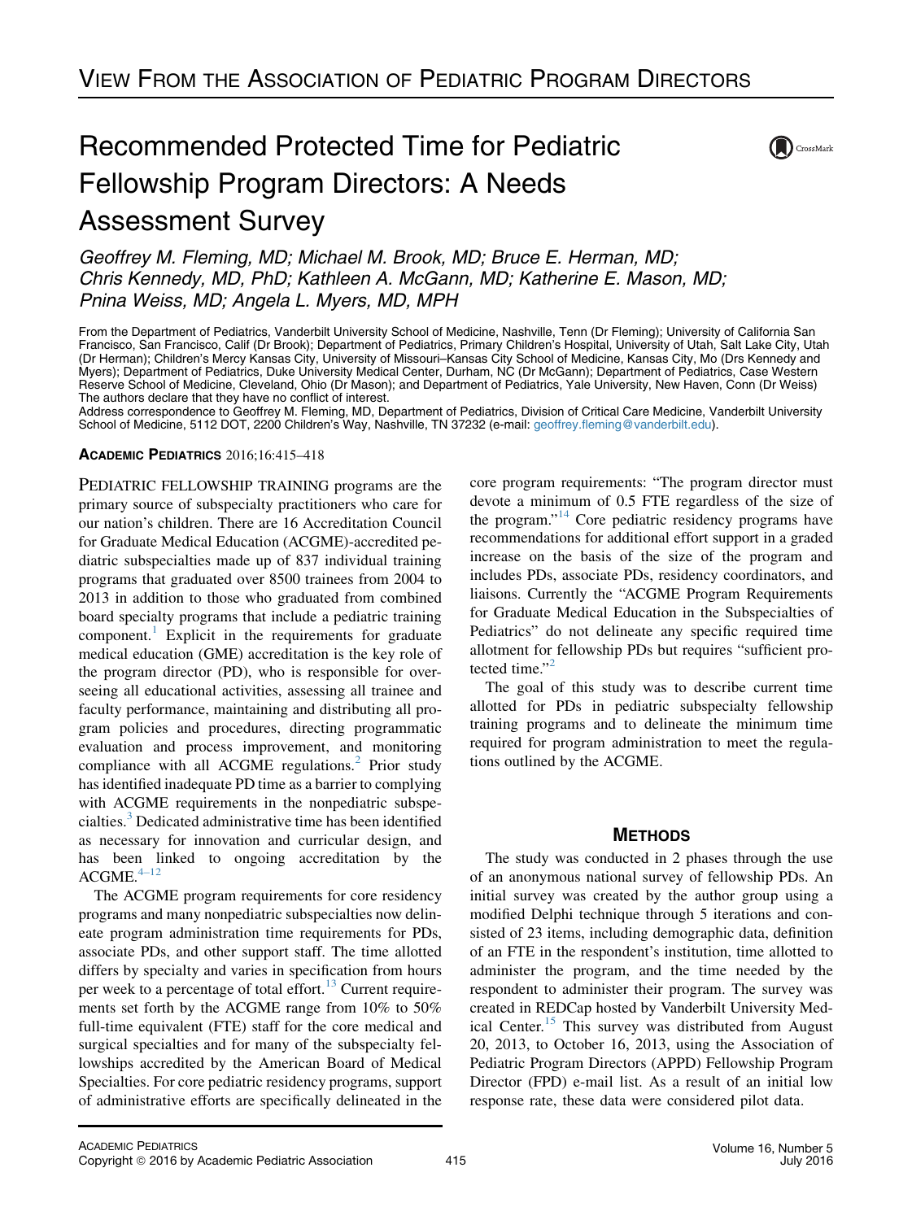VIEW FROM THE ASSOCIATION OF PEDIATRIC PROGRAM DIRECTORS

# Recommended Protected Time for Pediatric Fellowship Program Directors: A Needs Assessment Survey

*Geoffrey M. Fleming, MD; Michael M. Brook, MD; Bruce E. Herman, MD; Chris Kennedy, MD, PhD; Kathleen A. McGann, MD; Katherine E. Mason, MD; Pnina Weiss, MD; Angela L. Myers, MD, MPH*

From the Department of Pediatrics, Vanderbilt University School of Medicine, Nashville, Tenn (Dr Fleming); University of California San Francisco, San Francisco, Calif (Dr Brook); Department of Pediatrics, Primary Children's Hospital, University of Utah, Salt Lake City, Utah (Dr Herman); Children's Mercy Kansas City, University of Missouri–Kansas City School of Medicine, Kansas City, Mo (Drs Kennedy and Myers); Department of Pediatrics, Duke University Medical Center, Durham, NC (Dr McGann); Department of Pediatrics, Case Western Reserve School of Medicine, Cleveland, Ohio (Dr Mason); and Department of Pediatrics, Yale University, New Haven, Conn (Dr Weiss)
The authors declare that they have no conflict of interest.
Address correspondence to Geoffrey M. Fleming, MD, Department of Pediatrics, Division of Critical Care Medicine, Vanderbilt University School of Medicine, 5112 DOT, 2200 Children's Way, Nashville, TN 37232 (e-mail: geoffrey.fleming@vanderbilt.edu).

**ACADEMIC PEDIATRICS** 2016;16:415–418

PEDIATRIC FELLOWSHIP TRAINING programs are the primary source of subspecialty practitioners who care for our nation's children. There are 16 Accreditation Council for Graduate Medical Education (ACGME)-accredited pediatric subspecialties made up of 837 individual training programs that graduated over 8500 trainees from 2004 to 2013 in addition to those who graduated from combined board specialty programs that include a pediatric training component.[1] Explicit in the requirements for graduate medical education (GME) accreditation is the key role of the program director (PD), who is responsible for overseeing all educational activities, assessing all trainee and faculty performance, maintaining and distributing all program policies and procedures, directing programmatic evaluation and process improvement, and monitoring compliance with all ACGME regulations.[2] Prior study has identified inadequate PD time as a barrier to complying with ACGME requirements in the nonpediatric subspecialties.[3] Dedicated administrative time has been identified as necessary for innovation and curricular design, and has been linked to ongoing accreditation by the ACGME.[4–12]

The ACGME program requirements for core residency programs and many nonpediatric subspecialties now delineate program administration time requirements for PDs, associate PDs, and other support staff. The time allotted differs by specialty and varies in specification from hours per week to a percentage of total effort.[13] Current requirements set forth by the ACGME range from 10% to 50% full-time equivalent (FTE) staff for the core medical and surgical specialties and for many of the subspecialty fellowships accredited by the American Board of Medical Specialties. For core pediatric residency programs, support of administrative efforts are specifically delineated in the core program requirements: "The program director must devote a minimum of 0.5 FTE regardless of the size of the program."[14] Core pediatric residency programs have recommendations for additional effort support in a graded increase on the basis of the size of the program and includes PDs, associate PDs, residency coordinators, and liaisons. Currently the "ACGME Program Requirements for Graduate Medical Education in the Subspecialties of Pediatrics" do not delineate any specific required time allotment for fellowship PDs but requires "sufficient protected time."[2]

The goal of this study was to describe current time allotted for PDs in pediatric subspecialty fellowship training programs and to delineate the minimum time required for program administration to meet the regulations outlined by the ACGME.

## METHODS

The study was conducted in 2 phases through the use of an anonymous national survey of fellowship PDs. An initial survey was created by the author group using a modified Delphi technique through 5 iterations and consisted of 23 items, including demographic data, definition of an FTE in the respondent's institution, time allotted to administer the program, and the time needed by the respondent to administer their program. The survey was created in REDCap hosted by Vanderbilt University Medical Center.[15] This survey was distributed from August 20, 2013, to October 16, 2013, using the Association of Pediatric Program Directors (APPD) Fellowship Program Director (FPD) e-mail list. As a result of an initial low response rate, these data were considered pilot data.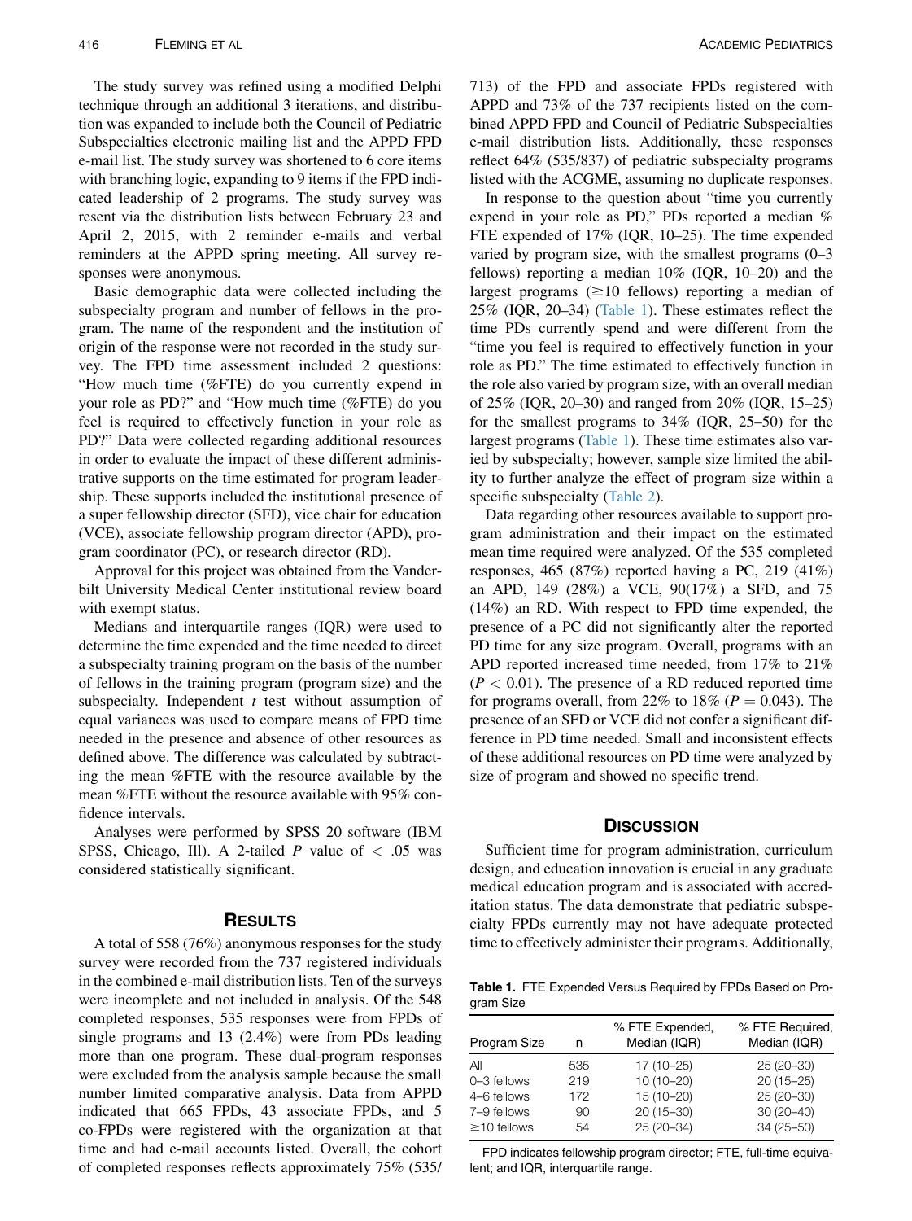The study survey was refined using a modified Delphi technique through an additional 3 iterations, and distribution was expanded to include both the Council of Pediatric Subspecialties electronic mailing list and the APPD FPD e-mail list. The study survey was shortened to 6 core items with branching logic, expanding to 9 items if the FPD indicated leadership of 2 programs. The study survey was resent via the distribution lists between February 23 and April 2, 2015, with 2 reminder e-mails and verbal reminders at the APPD spring meeting. All survey responses were anonymous.

Basic demographic data were collected including the subspecialty program and number of fellows in the program. The name of the respondent and the institution of origin of the response were not recorded in the study survey. The FPD time assessment included 2 questions: "How much time (%FTE) do you currently expend in your role as PD?" and "How much time (%FTE) do you feel is required to effectively function in your role as PD?" Data were collected regarding additional resources in order to evaluate the impact of these different administrative supports on the time estimated for program leadership. These supports included the institutional presence of a super fellowship director (SFD), vice chair for education (VCE), associate fellowship program director (APD), program coordinator (PC), or research director (RD).

Approval for this project was obtained from the Vanderbilt University Medical Center institutional review board with exempt status.

Medians and interquartile ranges (IQR) were used to determine the time expended and the time needed to direct a subspecialty training program on the basis of the number of fellows in the training program (program size) and the subspecialty. Independent $t$ test without assumption of equal variances was used to compare means of FPD time needed in the presence and absence of other resources as defined above. The difference was calculated by subtracting the mean %FTE with the resource available by the mean %FTE without the resource available with 95% confidence intervals.

Analyses were performed by SPSS 20 software (IBM SPSS, Chicago, Ill). A 2-tailed $P$ value of $< .05$ was considered statistically significant.

## Results

A total of 558 (76%) anonymous responses for the study survey were recorded from the 737 registered individuals in the combined e-mail distribution lists. Ten of the surveys were incomplete and not included in analysis. Of the 548 completed responses, 535 responses were from FPDs of single programs and 13 (2.4%) were from PDs leading more than one program. These dual-program responses were excluded from the analysis sample because the small number limited comparative analysis. Data from APPD indicated that 665 FPDs, 43 associate FPDs, and 5 co-FPDs were registered with the organization at that time and had e-mail accounts listed. Overall, the cohort of completed responses reflects approximately 75% (535/713) of the FPD and associate FPDs registered with APPD and 73% of the 737 recipients listed on the combined APPD FPD and Council of Pediatric Subspecialties e-mail distribution lists. Additionally, these responses reflect 64% (535/837) of pediatric subspecialty programs listed with the ACGME, assuming no duplicate responses.

In response to the question about "time you currently expend in your role as PD," PDs reported a median % FTE expended of 17% (IQR, 10–25). The time expended varied by program size, with the smallest programs (0–3 fellows) reporting a median 10% (IQR, 10–20) and the largest programs (≥10 fellows) reporting a median of 25% (IQR, 20–34) (Table 1). These estimates reflect the time PDs currently spend and were different from the "time you feel is required to effectively function in your role as PD." The time estimated to effectively function in the role also varied by program size, with an overall median of 25% (IQR, 20–30) and ranged from 20% (IQR, 15–25) for the smallest programs to 34% (IQR, 25–50) for the largest programs (Table 1). These time estimates also varied by subspecialty; however, sample size limited the ability to further analyze the effect of program size within a specific subspecialty (Table 2).

Data regarding other resources available to support program administration and their impact on the estimated mean time required were analyzed. Of the 535 completed responses, 465 (87%) reported having a PC, 219 (41%) an APD, 149 (28%) a VCE, 90(17%) a SFD, and 75 (14%) an RD. With respect to FPD time expended, the presence of a PC did not significantly alter the reported PD time for any size program. Overall, programs with an APD reported increased time needed, from 17% to 21% ($P < 0.01$). The presence of a RD reduced reported time for programs overall, from 22% to 18% ($P = 0.043$). The presence of an SFD or VCE did not confer a significant difference in PD time needed. Small and inconsistent effects of these additional resources on PD time were analyzed by size of program and showed no specific trend.

## Discussion

Sufficient time for program administration, curriculum design, and education innovation is crucial in any graduate medical education program and is associated with accreditation status. The data demonstrate that pediatric subspecialty FPDs currently may not have adequate protected time to effectively administer their programs. Additionally,

**Table 1.** FTE Expended Versus Required by FPDs Based on Program Size

| Program Size | n | % FTE Expended, Median (IQR) | % FTE Required, Median (IQR) |
|---|---|---|---|
| All | 535 | 17 (10–25) | 25 (20–30) |
| 0–3 fellows | 219 | 10 (10–20) | 20 (15–25) |
| 4–6 fellows | 172 | 15 (10–20) | 25 (20–30) |
| 7–9 fellows | 90 | 20 (15–30) | 30 (20–40) |
| ≥10 fellows | 54 | 25 (20–34) | 34 (25–50) |

FPD indicates fellowship program director; FTE, full-time equivalent; and IQR, interquartile range.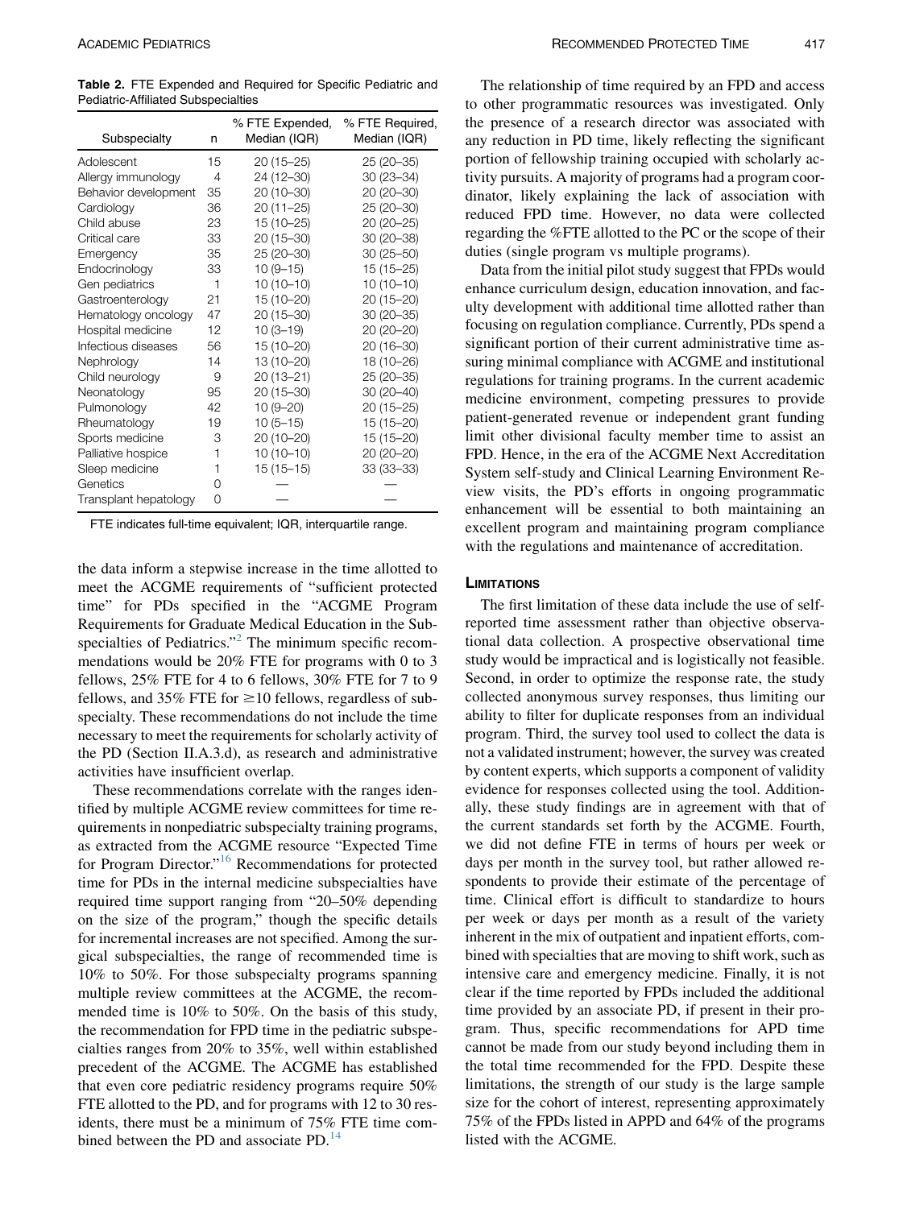**Table 2.** FTE Expended and Required for Specific Pediatric and Pediatric-Affiliated Subspecialties

| Subspecialty | n | % FTE Expended, Median (IQR) | % FTE Required, Median (IQR) |
|---|---|---|---|
| Adolescent | 15 | 20 (15–25) | 25 (20–35) |
| Allergy immunology | 4 | 24 (12–30) | 30 (23–34) |
| Behavior development | 35 | 20 (10–30) | 20 (20–30) |
| Cardiology | 36 | 20 (11–25) | 25 (20–30) |
| Child abuse | 23 | 15 (10–25) | 20 (20–25) |
| Critical care | 33 | 20 (15–30) | 30 (20–38) |
| Emergency | 35 | 25 (20–30) | 30 (25–50) |
| Endocrinology | 33 | 10 (9–15) | 15 (15–25) |
| Gen pediatrics | 1 | 10 (10–10) | 10 (10–10) |
| Gastroenterology | 21 | 15 (10–20) | 20 (15–20) |
| Hematology oncology | 47 | 20 (15–30) | 30 (20–35) |
| Hospital medicine | 12 | 10 (3–19) | 20 (20–20) |
| Infectious diseases | 56 | 15 (10–20) | 20 (16–30) |
| Nephrology | 14 | 13 (10–20) | 18 (10–26) |
| Child neurology | 9 | 20 (13–21) | 25 (20–35) |
| Neonatology | 95 | 20 (15–30) | 30 (20–40) |
| Pulmonology | 42 | 10 (9–20) | 20 (15–25) |
| Rheumatology | 19 | 10 (5–15) | 15 (15–20) |
| Sports medicine | 3 | 20 (10–20) | 15 (15–20) |
| Palliative hospice | 1 | 10 (10–10) | 20 (20–20) |
| Sleep medicine | 1 | 15 (15–15) | 33 (33–33) |
| Genetics | 0 | — | — |
| Transplant hepatology | 0 | — | — |

FTE indicates full-time equivalent; IQR, interquartile range.

the data inform a stepwise increase in the time allotted to meet the ACGME requirements of "sufficient protected time" for PDs specified in the "ACGME Program Requirements for Graduate Medical Education in the Subspecialties of Pediatrics."[2] The minimum specific recommendations would be 20% FTE for programs with 0 to 3 fellows, 25% FTE for 4 to 6 fellows, 30% FTE for 7 to 9 fellows, and 35% FTE for ≥10 fellows, regardless of subspecialty. These recommendations do not include the time necessary to meet the requirements for scholarly activity of the PD (Section II.A.3.d), as research and administrative activities have insufficient overlap.

These recommendations correlate with the ranges identified by multiple ACGME review committees for time requirements in nonpediatric subspecialty training programs, as extracted from the ACGME resource "Expected Time for Program Director."[16] Recommendations for protected time for PDs in the internal medicine subspecialties have required time support ranging from "20–50% depending on the size of the program," though the specific details for incremental increases are not specified. Among the surgical subspecialties, the range of recommended time is 10% to 50%. For those subspecialty programs spanning multiple review committees at the ACGME, the recommended time is 10% to 50%. On the basis of this study, the recommendation for FPD time in the pediatric subspecialties ranges from 20% to 35%, well within established precedent of the ACGME. The ACGME has established that even core pediatric residency programs require 50% FTE allotted to the PD, and for programs with 12 to 30 residents, there must be a minimum of 75% FTE time combined between the PD and associate PD.[14]

The relationship of time required by an FPD and access to other programmatic resources was investigated. Only the presence of a research director was associated with any reduction in PD time, likely reflecting the significant portion of fellowship training occupied with scholarly activity pursuits. A majority of programs had a program coordinator, likely explaining the lack of association with reduced FPD time. However, no data were collected regarding the %FTE allotted to the PC or the scope of their duties (single program vs multiple programs).

Data from the initial pilot study suggest that FPDs would enhance curriculum design, education innovation, and faculty development with additional time allotted rather than focusing on regulation compliance. Currently, PDs spend a significant portion of their current administrative time assuring minimal compliance with ACGME and institutional regulations for training programs. In the current academic medicine environment, competing pressures to provide patient-generated revenue or independent grant funding limit other divisional faculty member time to assist an FPD. Hence, in the era of the ACGME Next Accreditation System self-study and Clinical Learning Environment Review visits, the PD's efforts in ongoing programmatic enhancement will be essential to both maintaining an excellent program and maintaining program compliance with the regulations and maintenance of accreditation.

## Limitations

The first limitation of these data include the use of self-reported time assessment rather than objective observational data collection. A prospective observational time study would be impractical and is logistically not feasible. Second, in order to optimize the response rate, the study collected anonymous survey responses, thus limiting our ability to filter for duplicate responses from an individual program. Third, the survey tool used to collect the data is not a validated instrument; however, the survey was created by content experts, which supports a component of validity evidence for responses collected using the tool. Additionally, these study findings are in agreement with that of the current standards set forth by the ACGME. Fourth, we did not define FTE in terms of hours per week or days per month in the survey tool, but rather allowed respondents to provide their estimate of the percentage of time. Clinical effort is difficult to standardize to hours per week or days per month as a result of the variety inherent in the mix of outpatient and inpatient efforts, combined with specialties that are moving to shift work, such as intensive care and emergency medicine. Finally, it is not clear if the time reported by FPDs included the additional time provided by an associate PD, if present in their program. Thus, specific recommendations for APD time cannot be made from our study beyond including them in the total time recommended for the FPD. Despite these limitations, the strength of our study is the large sample size for the cohort of interest, representing approximately 75% of the FPDs listed in APPD and 64% of the programs listed with the ACGME.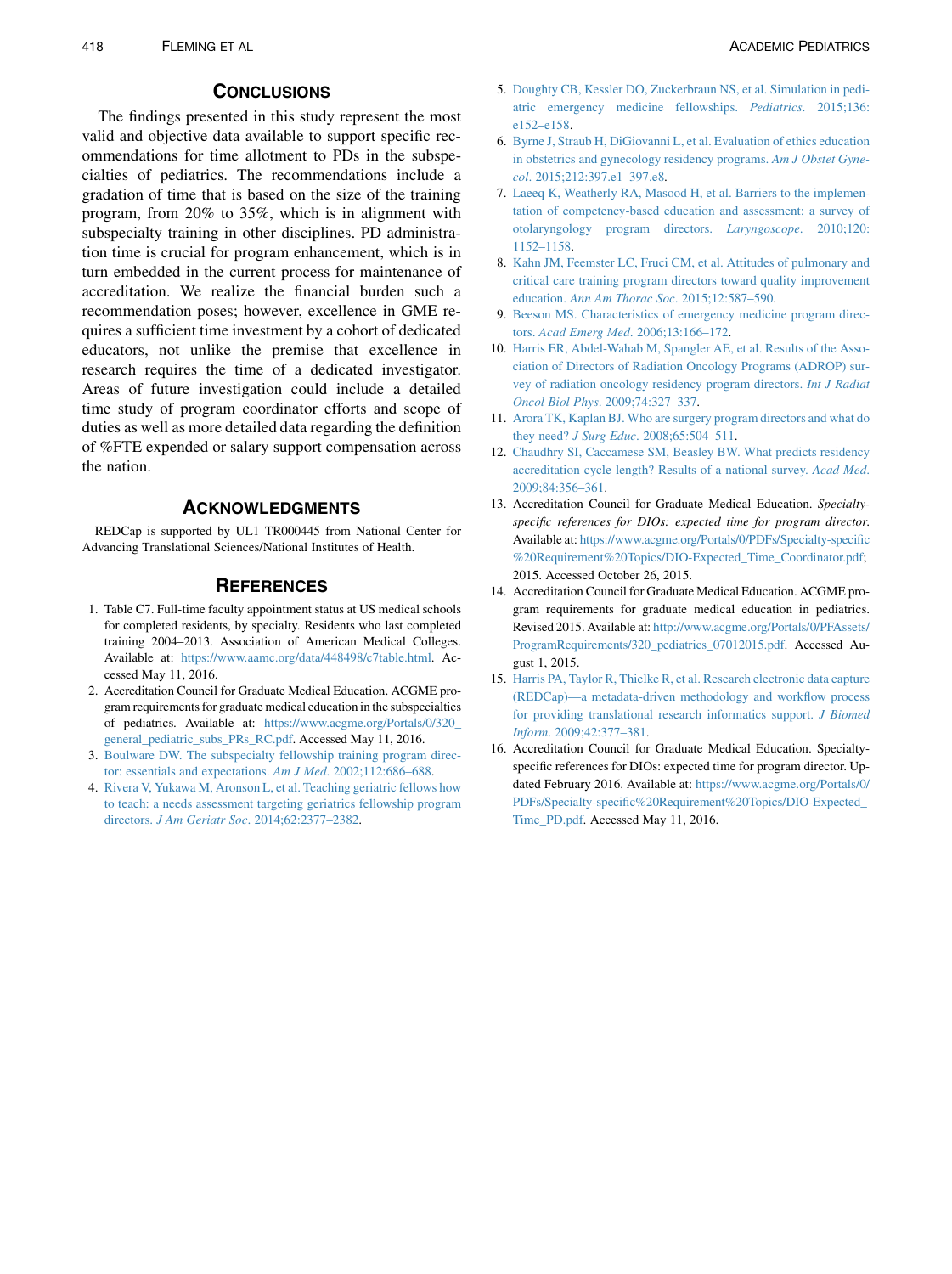## Conclusions

The findings presented in this study represent the most valid and objective data available to support specific recommendations for time allotment to PDs in the subspecialties of pediatrics. The recommendations include a gradation of time that is based on the size of the training program, from 20% to 35%, which is in alignment with subspecialty training in other disciplines. PD administration time is crucial for program enhancement, which is in turn embedded in the current process for maintenance of accreditation. We realize the financial burden such a recommendation poses; however, excellence in GME requires a sufficient time investment by a cohort of dedicated educators, not unlike the premise that excellence in research requires the time of a dedicated investigator. Areas of future investigation could include a detailed time study of program coordinator efforts and scope of duties as well as more detailed data regarding the definition of %FTE expended or salary support compensation across the nation.

## Acknowledgments

REDCap is supported by UL1 TR000445 from National Center for Advancing Translational Sciences/National Institutes of Health.

## References

1. Table C7. Full-time faculty appointment status at US medical schools for completed residents, by specialty. Residents who last completed training 2004–2013. Association of American Medical Colleges. Available at: https://www.aamc.org/data/448498/c7table.html. Accessed May 11, 2016.
2. Accreditation Council for Graduate Medical Education. ACGME program requirements for graduate medical education in the subspecialties of pediatrics. Available at: https://www.acgme.org/Portals/0/320_general_pediatric_subs_PRs_RC.pdf. Accessed May 11, 2016.
3. Boulware DW. The subspecialty fellowship training program director: essentials and expectations. *Am J Med*. 2002;112:686–688.
4. Rivera V, Yukawa M, Aronson L, et al. Teaching geriatric fellows how to teach: a needs assessment targeting geriatrics fellowship program directors. *J Am Geriatr Soc*. 2014;62:2377–2382.
5. Doughty CB, Kessler DO, Zuckerbraun NS, et al. Simulation in pediatric emergency medicine fellowships. *Pediatrics*. 2015;136:e152–e158.
6. Byrne J, Straub H, DiGiovanni L, et al. Evaluation of ethics education in obstetrics and gynecology residency programs. *Am J Obstet Gynecol*. 2015;212:397.e1–397.e8.
7. Laeeq K, Weatherly RA, Masood H, et al. Barriers to the implementation of competency-based education and assessment: a survey of otolaryngology program directors. *Laryngoscope*. 2010;120:1152–1158.
8. Kahn JM, Feemster LC, Fruci CM, et al. Attitudes of pulmonary and critical care training program directors toward quality improvement education. *Ann Am Thorac Soc*. 2015;12:587–590.
9. Beeson MS. Characteristics of emergency medicine program directors. *Acad Emerg Med*. 2006;13:166–172.
10. Harris ER, Abdel-Wahab M, Spangler AE, et al. Results of the Association of Directors of Radiation Oncology Programs (ADROP) survey of radiation oncology residency program directors. *Int J Radiat Oncol Biol Phys*. 2009;74:327–337.
11. Arora TK, Kaplan BJ. Who are surgery program directors and what do they need? *J Surg Educ*. 2008;65:504–511.
12. Chaudhry SI, Caccamese SM, Beasley BW. What predicts residency accreditation cycle length? Results of a national survey. *Acad Med*. 2009;84:356–361.
13. Accreditation Council for Graduate Medical Education. *Specialty-specific references for DIOs: expected time for program director*. Available at: https://www.acgme.org/Portals/0/PDFs/Specialty-specific%20Requirement%20Topics/DIO-Expected_Time_Coordinator.pdf; 2015. Accessed October 26, 2015.
14. Accreditation Council for Graduate Medical Education. ACGME program requirements for graduate medical education in pediatrics. Revised 2015. Available at: http://www.acgme.org/Portals/0/PFAssets/ProgramRequirements/320_pediatrics_07012015.pdf. Accessed August 1, 2015.
15. Harris PA, Taylor R, Thielke R, et al. Research electronic data capture (REDCap)—a metadata-driven methodology and workflow process for providing translational research informatics support. *J Biomed Inform*. 2009;42:377–381.
16. Accreditation Council for Graduate Medical Education. Specialty-specific references for DIOs: expected time for program director. Updated February 2016. Available at: https://www.acgme.org/Portals/0/PDFs/Specialty-specific%20Requirement%20Topics/DIO-Expected_Time_PD.pdf. Accessed May 11, 2016.